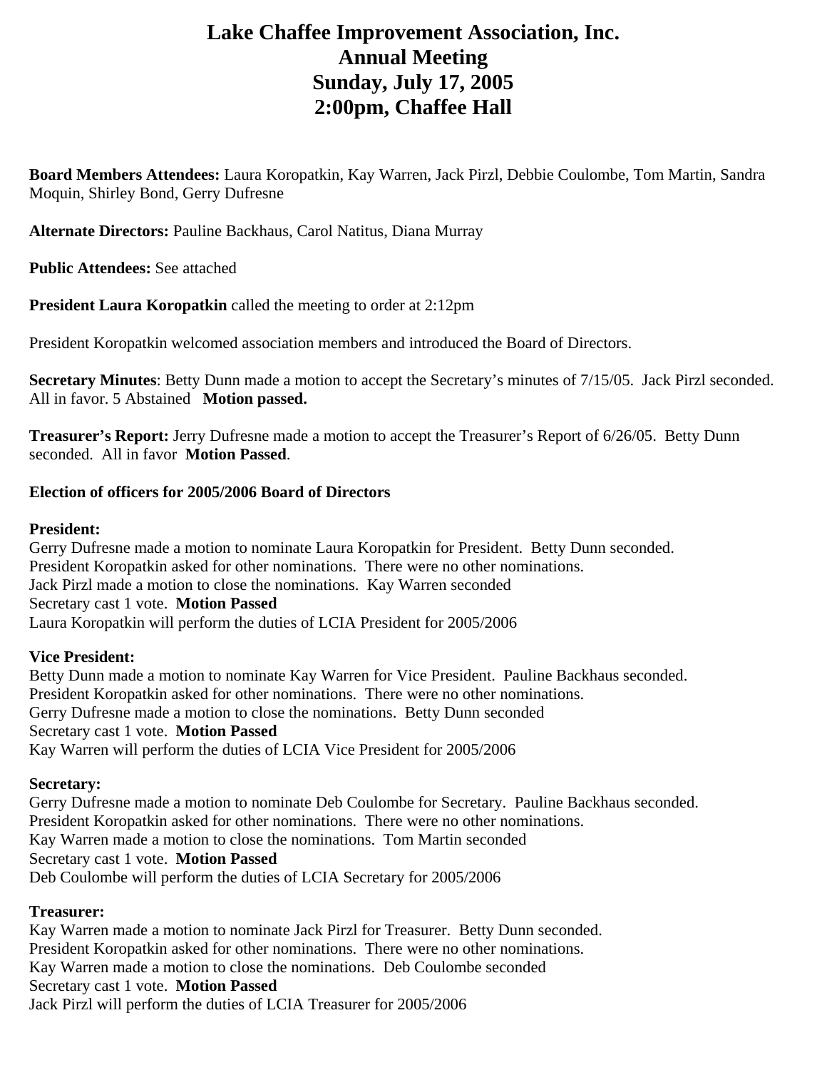# Lake Chaffee Improvement Association, Inc.
# Annual Meeting
# Sunday, July 17, 2005
# 2:00pm, Chaffee Hall

**Board Members Attendees:** Laura Koropatkin, Kay Warren, Jack Pirzl, Debbie Coulombe, Tom Martin, Sandra Moquin, Shirley Bond, Gerry Dufresne

**Alternate Directors:** Pauline Backhaus, Carol Natitus, Diana Murray

**Public Attendees:** See attached

**President Laura Koropatkin** called the meeting to order at 2:12pm

President Koropatkin welcomed association members and introduced the Board of Directors.

**Secretary Minutes**: Betty Dunn made a motion to accept the Secretary's minutes of 7/15/05. Jack Pirzl seconded. All in favor. 5 Abstained **Motion passed.**

**Treasurer's Report:** Jerry Dufresne made a motion to accept the Treasurer's Report of 6/26/05. Betty Dunn seconded. All in favor **Motion Passed**.

**Election of officers for 2005/2006 Board of Directors**

**President:**
Gerry Dufresne made a motion to nominate Laura Koropatkin for President. Betty Dunn seconded.
President Koropatkin asked for other nominations. There were no other nominations.
Jack Pirzl made a motion to close the nominations. Kay Warren seconded
Secretary cast 1 vote. **Motion Passed**
Laura Koropatkin will perform the duties of LCIA President for 2005/2006

**Vice President:**
Betty Dunn made a motion to nominate Kay Warren for Vice President. Pauline Backhaus seconded.
President Koropatkin asked for other nominations. There were no other nominations.
Gerry Dufresne made a motion to close the nominations. Betty Dunn seconded
Secretary cast 1 vote. **Motion Passed**
Kay Warren will perform the duties of LCIA Vice President for 2005/2006

**Secretary:**
Gerry Dufresne made a motion to nominate Deb Coulombe for Secretary. Pauline Backhaus seconded.
President Koropatkin asked for other nominations. There were no other nominations.
Kay Warren made a motion to close the nominations. Tom Martin seconded
Secretary cast 1 vote. **Motion Passed**
Deb Coulombe will perform the duties of LCIA Secretary for 2005/2006

**Treasurer:**
Kay Warren made a motion to nominate Jack Pirzl for Treasurer. Betty Dunn seconded.
President Koropatkin asked for other nominations. There were no other nominations.
Kay Warren made a motion to close the nominations. Deb Coulombe seconded
Secretary cast 1 vote. **Motion Passed**
Jack Pirzl will perform the duties of LCIA Treasurer for 2005/2006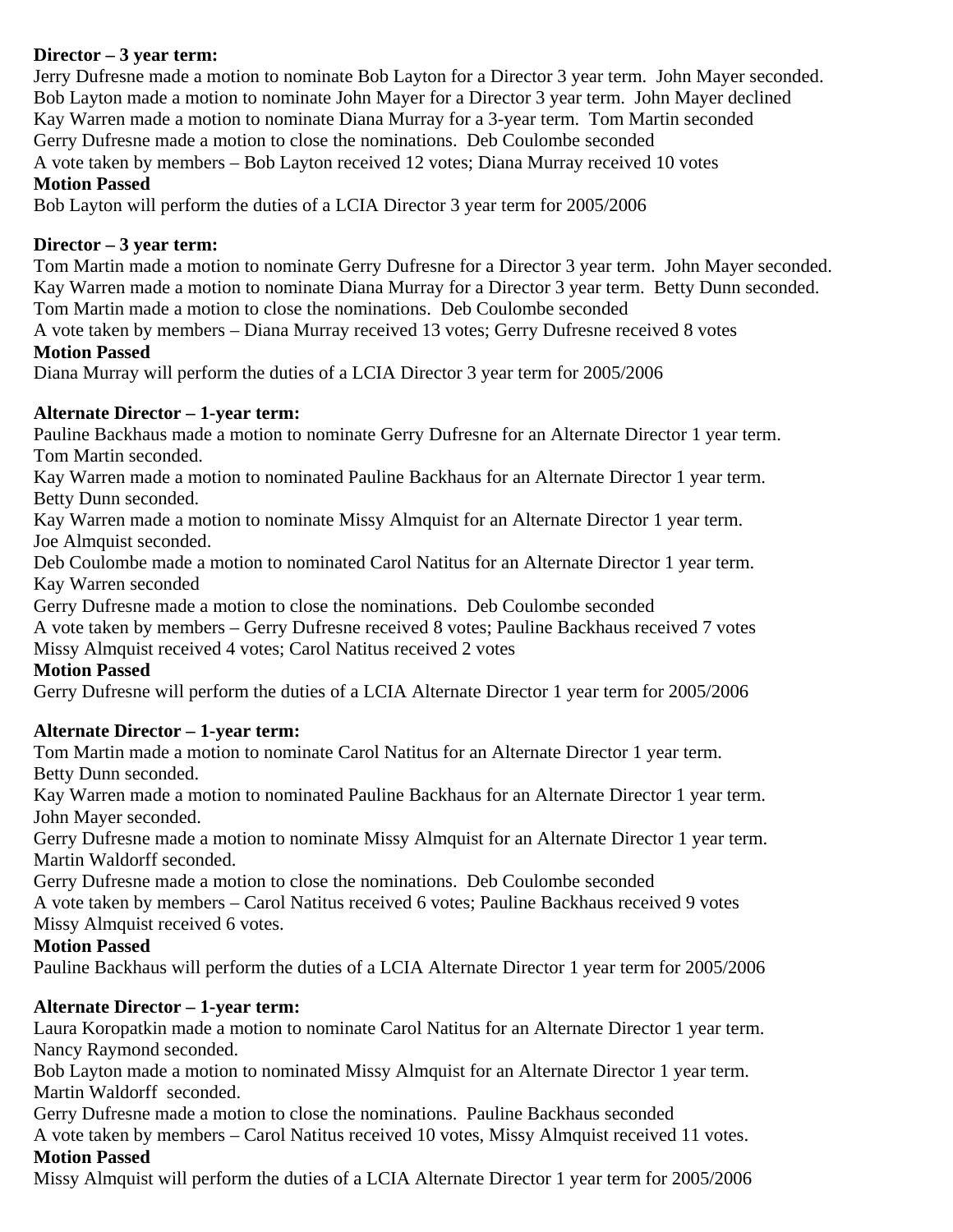**Director – 3 year term:**

Jerry Dufresne made a motion to nominate Bob Layton for a Director 3 year term. John Mayer seconded.
Bob Layton made a motion to nominate John Mayer for a Director 3 year term. John Mayer declined
Kay Warren made a motion to nominate Diana Murray for a 3-year term. Tom Martin seconded
Gerry Dufresne made a motion to close the nominations. Deb Coulombe seconded
A vote taken by members – Bob Layton received 12 votes; Diana Murray received 10 votes

**Motion Passed**

Bob Layton will perform the duties of a LCIA Director 3 year term for 2005/2006

**Director – 3 year term:**

Tom Martin made a motion to nominate Gerry Dufresne for a Director 3 year term. John Mayer seconded.
Kay Warren made a motion to nominate Diana Murray for a Director 3 year term. Betty Dunn seconded.
Tom Martin made a motion to close the nominations. Deb Coulombe seconded
A vote taken by members – Diana Murray received 13 votes; Gerry Dufresne received 8 votes

**Motion Passed**

Diana Murray will perform the duties of a LCIA Director 3 year term for 2005/2006

**Alternate Director – 1-year term:**

Pauline Backhaus made a motion to nominate Gerry Dufresne for an Alternate Director 1 year term.
Tom Martin seconded.
Kay Warren made a motion to nominated Pauline Backhaus for an Alternate Director 1 year term.
Betty Dunn seconded.
Kay Warren made a motion to nominate Missy Almquist for an Alternate Director 1 year term.
Joe Almquist seconded.
Deb Coulombe made a motion to nominated Carol Natitus for an Alternate Director 1 year term.
Kay Warren seconded
Gerry Dufresne made a motion to close the nominations. Deb Coulombe seconded
A vote taken by members – Gerry Dufresne received 8 votes; Pauline Backhaus received 7 votes
Missy Almquist received 4 votes; Carol Natitus received 2 votes

**Motion Passed**

Gerry Dufresne will perform the duties of a LCIA Alternate Director 1 year term for 2005/2006

**Alternate Director – 1-year term:**

Tom Martin made a motion to nominate Carol Natitus for an Alternate Director 1 year term.
Betty Dunn seconded.
Kay Warren made a motion to nominated Pauline Backhaus for an Alternate Director 1 year term.
John Mayer seconded.
Gerry Dufresne made a motion to nominate Missy Almquist for an Alternate Director 1 year term.
Martin Waldorff seconded.
Gerry Dufresne made a motion to close the nominations. Deb Coulombe seconded
A vote taken by members – Carol Natitus received 6 votes; Pauline Backhaus received 9 votes
Missy Almquist received 6 votes.

**Motion Passed**

Pauline Backhaus will perform the duties of a LCIA Alternate Director 1 year term for 2005/2006

**Alternate Director – 1-year term:**

Laura Koropatkin made a motion to nominate Carol Natitus for an Alternate Director 1 year term.
Nancy Raymond seconded.
Bob Layton made a motion to nominated Missy Almquist for an Alternate Director 1 year term.
Martin Waldorff seconded.
Gerry Dufresne made a motion to close the nominations. Pauline Backhaus seconded
A vote taken by members – Carol Natitus received 10 votes, Missy Almquist received 11 votes.

**Motion Passed**

Missy Almquist will perform the duties of a LCIA Alternate Director 1 year term for 2005/2006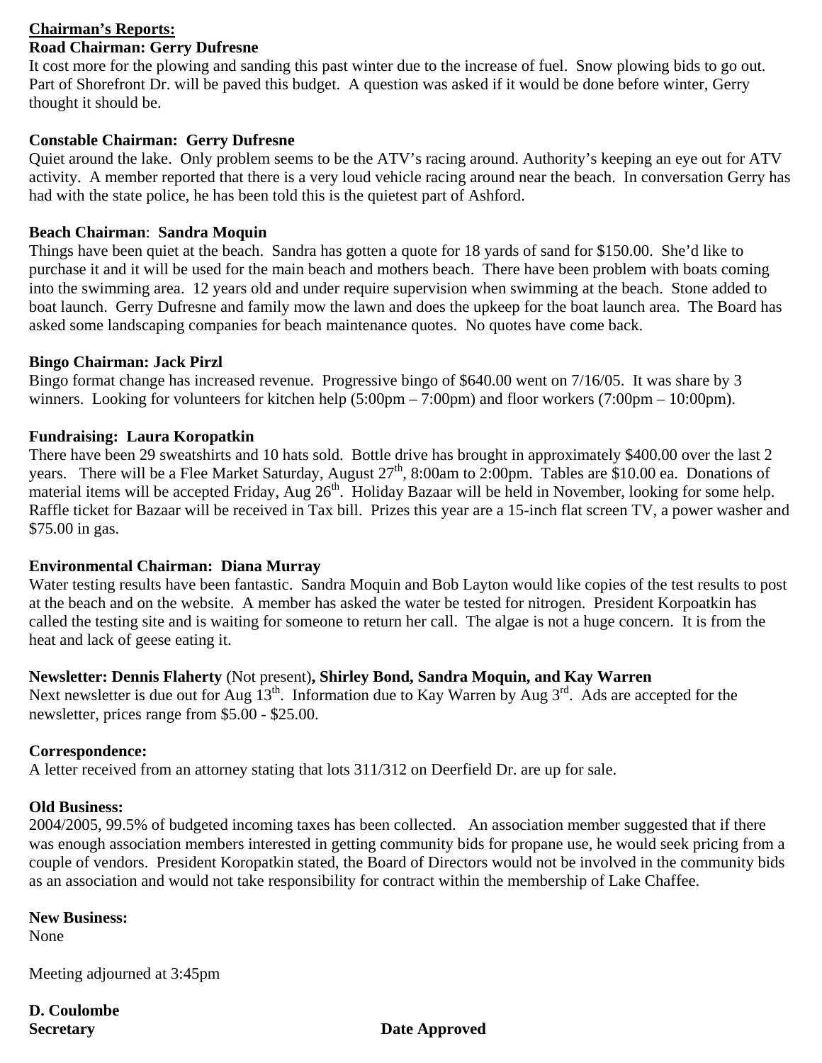**Chairman's Reports:**

**Road Chairman: Gerry Dufresne**

It cost more for the plowing and sanding this past winter due to the increase of fuel. Snow plowing bids to go out. Part of Shorefront Dr. will be paved this budget. A question was asked if it would be done before winter, Gerry thought it should be.

**Constable Chairman: Gerry Dufresne**

Quiet around the lake. Only problem seems to be the ATV's racing around. Authority's keeping an eye out for ATV activity. A member reported that there is a very loud vehicle racing around near the beach. In conversation Gerry has had with the state police, he has been told this is the quietest part of Ashford.

**Beach Chairman**: **Sandra Moquin**

Things have been quiet at the beach. Sandra has gotten a quote for 18 yards of sand for $150.00. She'd like to purchase it and it will be used for the main beach and mothers beach. There have been problem with boats coming into the swimming area. 12 years old and under require supervision when swimming at the beach. Stone added to boat launch. Gerry Dufresne and family mow the lawn and does the upkeep for the boat launch area. The Board has asked some landscaping companies for beach maintenance quotes. No quotes have come back.

**Bingo Chairman: Jack Pirzl**

Bingo format change has increased revenue. Progressive bingo of $640.00 went on 7/16/05. It was share by 3 winners. Looking for volunteers for kitchen help (5:00pm – 7:00pm) and floor workers (7:00pm – 10:00pm).

**Fundraising: Laura Koropatkin**

There have been 29 sweatshirts and 10 hats sold. Bottle drive has brought in approximately $400.00 over the last 2 years. There will be a Flee Market Saturday, August 27th, 8:00am to 2:00pm. Tables are $10.00 ea. Donations of material items will be accepted Friday, Aug 26th. Holiday Bazaar will be held in November, looking for some help. Raffle ticket for Bazaar will be received in Tax bill. Prizes this year are a 15-inch flat screen TV, a power washer and $75.00 in gas.

**Environmental Chairman: Diana Murray**

Water testing results have been fantastic. Sandra Moquin and Bob Layton would like copies of the test results to post at the beach and on the website. A member has asked the water be tested for nitrogen. President Korpoatkin has called the testing site and is waiting for someone to return her call. The algae is not a huge concern. It is from the heat and lack of geese eating it.

**Newsletter: Dennis Flaherty** (Not present)**, Shirley Bond, Sandra Moquin, and Kay Warren**

Next newsletter is due out for Aug 13th. Information due to Kay Warren by Aug 3rd. Ads are accepted for the newsletter, prices range from $5.00 - $25.00.

**Correspondence:**

A letter received from an attorney stating that lots 311/312 on Deerfield Dr. are up for sale.

**Old Business:**

2004/2005, 99.5% of budgeted incoming taxes has been collected. An association member suggested that if there was enough association members interested in getting community bids for propane use, he would seek pricing from a couple of vendors. President Koropatkin stated, the Board of Directors would not be involved in the community bids as an association and would not take responsibility for contract within the membership of Lake Chaffee.

**New Business:**

None

Meeting adjourned at 3:45pm

**D. Coulombe**
**Secretary** **Date Approved**